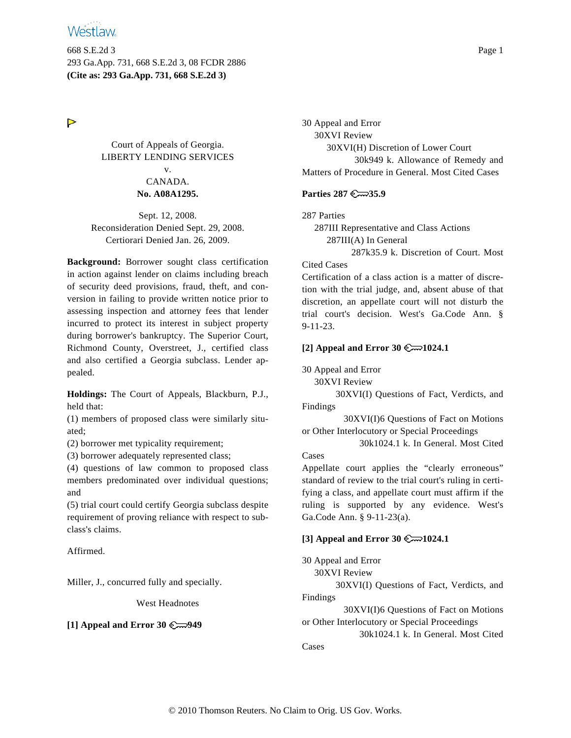Court of Appeals of Georgia.
LIBERTY LENDING SERVICES
v.
CANADA.
**No. A08A1295.**

Sept. 12, 2008.
Reconsideration Denied Sept. 29, 2008.
Certiorari Denied Jan. 26, 2009.

**Background:** Borrower sought class certification in action against lender on claims including breach of security deed provisions, fraud, theft, and conversion in failing to provide written notice prior to assessing inspection and attorney fees that lender incurred to protect its interest in subject property during borrower's bankruptcy. The Superior Court, Richmond County, Overstreet, J., certified class and also certified a Georgia subclass. Lender appealed.

**Holdings:** The Court of Appeals, Blackburn, P.J., held that:
(1) members of proposed class were similarly situated;
(2) borrower met typicality requirement;
(3) borrower adequately represented class;
(4) questions of law common to proposed class members predominated over individual questions; and
(5) trial court could certify Georgia subclass despite requirement of proving reliance with respect to subclass's claims.

Affirmed.

Miller, J., concurred fully and specially.

West Headnotes

**[1] Appeal and Error 30 949**

30 Appeal and Error
30XVI Review
30XVI(H) Discretion of Lower Court
30k949 k. Allowance of Remedy and Matters of Procedure in General. Most Cited Cases

**Parties 287 35.9**

287 Parties
287III Representative and Class Actions
287III(A) In General
287k35.9 k. Discretion of Court. Most Cited Cases

Certification of a class action is a matter of discretion with the trial judge, and, absent abuse of that discretion, an appellate court will not disturb the trial court's decision. West's Ga.Code Ann. § 9-11-23.

**[2] Appeal and Error 30 1024.1**

30 Appeal and Error
30XVI Review
30XVI(I) Questions of Fact, Verdicts, and Findings
30XVI(I)6 Questions of Fact on Motions or Other Interlocutory or Special Proceedings
30k1024.1 k. In General. Most Cited Cases

Appellate court applies the "clearly erroneous" standard of review to the trial court's ruling in certifying a class, and appellate court must affirm if the ruling is supported by any evidence. West's Ga.Code Ann. § 9-11-23(a).

**[3] Appeal and Error 30 1024.1**

30 Appeal and Error
30XVI Review
30XVI(I) Questions of Fact, Verdicts, and Findings
30XVI(I)6 Questions of Fact on Motions or Other Interlocutory or Special Proceedings
30k1024.1 k. In General. Most Cited Cases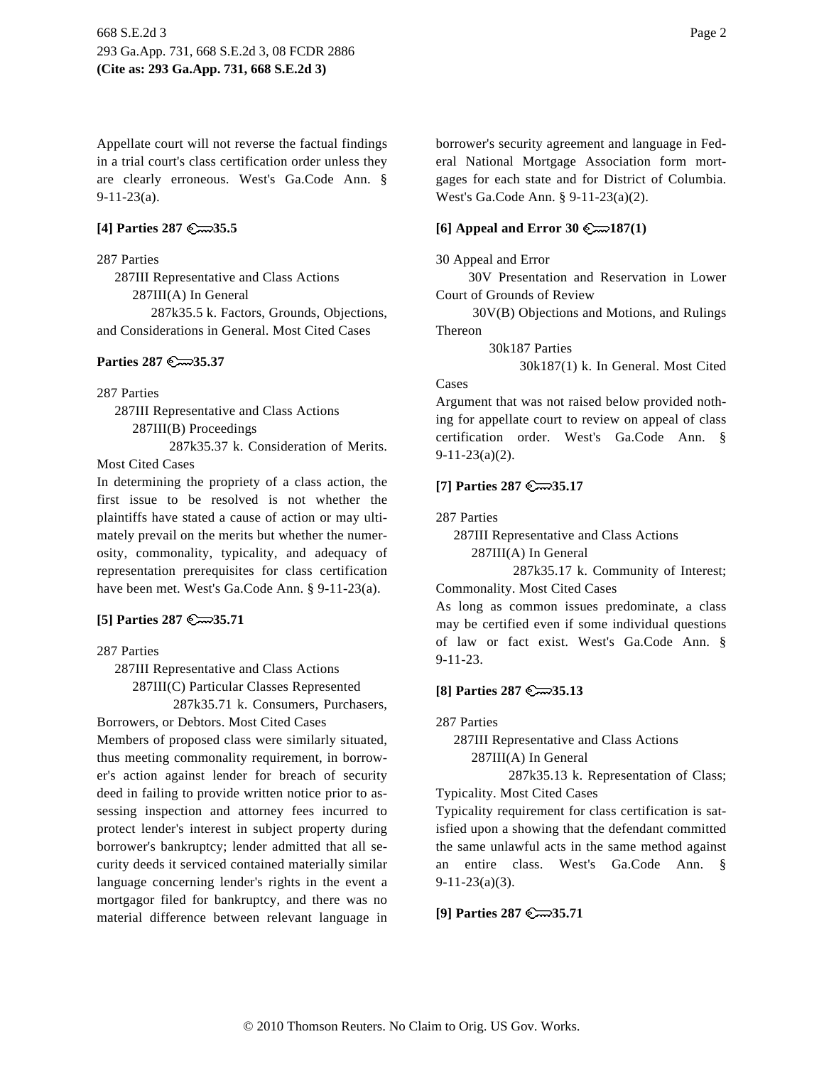Appellate court will not reverse the factual findings in a trial court's class certification order unless they are clearly erroneous. West's Ga.Code Ann. § 9-11-23(a).

**[4] Parties 287 ⚷35.5**

287 Parties

287III Representative and Class Actions

287III(A) In General

287k35.5 k. Factors, Grounds, Objections, and Considerations in General. Most Cited Cases

**Parties 287 ⚷35.37**

287 Parties

287III Representative and Class Actions

287III(B) Proceedings

287k35.37 k. Consideration of Merits. Most Cited Cases

In determining the propriety of a class action, the first issue to be resolved is not whether the plaintiffs have stated a cause of action or may ultimately prevail on the merits but whether the numerosity, commonality, typicality, and adequacy of representation prerequisites for class certification have been met. West's Ga.Code Ann. § 9-11-23(a).

**[5] Parties 287 ⚷35.71**

287 Parties

287III Representative and Class Actions

287III(C) Particular Classes Represented

287k35.71 k. Consumers, Purchasers, Borrowers, or Debtors. Most Cited Cases

Members of proposed class were similarly situated, thus meeting commonality requirement, in borrower's action against lender for breach of security deed in failing to provide written notice prior to assessing inspection and attorney fees incurred to protect lender's interest in subject property during borrower's bankruptcy; lender admitted that all security deeds it serviced contained materially similar language concerning lender's rights in the event a mortgagor filed for bankruptcy, and there was no material difference between relevant language in borrower's security agreement and language in Federal National Mortgage Association form mortgages for each state and for District of Columbia. West's Ga.Code Ann. § 9-11-23(a)(2).

**[6] Appeal and Error 30 ⚷187(1)**

30 Appeal and Error

30V Presentation and Reservation in Lower Court of Grounds of Review

30V(B) Objections and Motions, and Rulings Thereon

30k187 Parties

30k187(1) k. In General. Most Cited Cases

Argument that was not raised below provided nothing for appellate court to review on appeal of class certification order. West's Ga.Code Ann. § 9-11-23(a)(2).

**[7] Parties 287 ⚷35.17**

287 Parties

287III Representative and Class Actions

287III(A) In General

287k35.17 k. Community of Interest; Commonality. Most Cited Cases

As long as common issues predominate, a class may be certified even if some individual questions of law or fact exist. West's Ga.Code Ann. § 9-11-23.

**[8] Parties 287 ⚷35.13**

287 Parties

287III Representative and Class Actions

287III(A) In General

287k35.13 k. Representation of Class; Typicality. Most Cited Cases

Typicality requirement for class certification is satisfied upon a showing that the defendant committed the same unlawful acts in the same method against an entire class. West's Ga.Code Ann. § 9-11-23(a)(3).

**[9] Parties 287 ⚷35.71**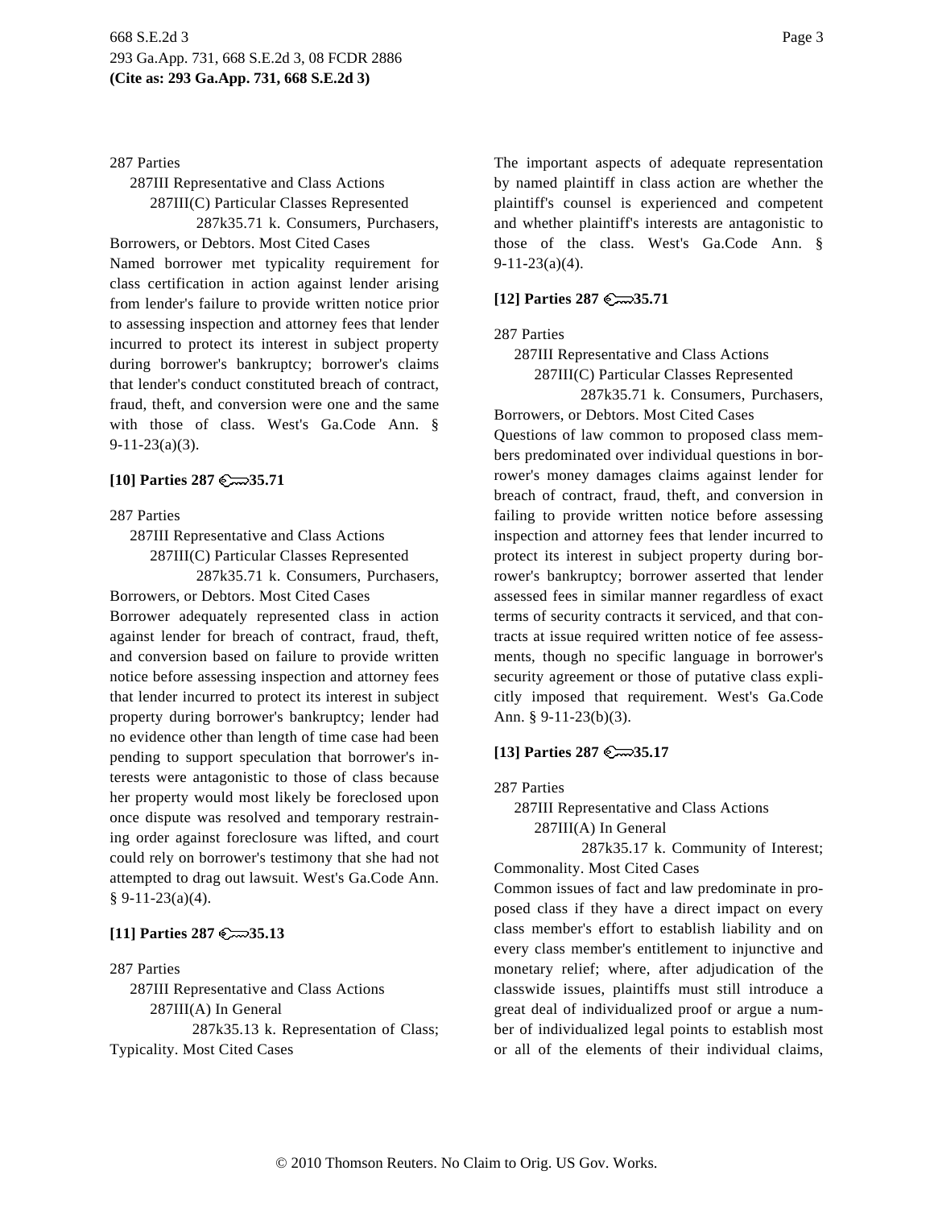287 Parties

287III Representative and Class Actions

287III(C) Particular Classes Represented

287k35.71 k. Consumers, Purchasers, Borrowers, or Debtors. Most Cited Cases

Named borrower met typicality requirement for class certification in action against lender arising from lender's failure to provide written notice prior to assessing inspection and attorney fees that lender incurred to protect its interest in subject property during borrower's bankruptcy; borrower's claims that lender's conduct constituted breach of contract, fraud, theft, and conversion were one and the same with those of class. West's Ga.Code Ann. § 9-11-23(a)(3).

**[10] Parties 287 35.71**

287 Parties

287III Representative and Class Actions

287III(C) Particular Classes Represented

287k35.71 k. Consumers, Purchasers, Borrowers, or Debtors. Most Cited Cases

Borrower adequately represented class in action against lender for breach of contract, fraud, theft, and conversion based on failure to provide written notice before assessing inspection and attorney fees that lender incurred to protect its interest in subject property during borrower's bankruptcy; lender had no evidence other than length of time case had been pending to support speculation that borrower's interests were antagonistic to those of class because her property would most likely be foreclosed upon once dispute was resolved and temporary restraining order against foreclosure was lifted, and court could rely on borrower's testimony that she had not attempted to drag out lawsuit. West's Ga.Code Ann. § 9-11-23(a)(4).

**[11] Parties 287 35.13**

287 Parties

287III Representative and Class Actions

287III(A) In General

287k35.13 k. Representation of Class; Typicality. Most Cited Cases

The important aspects of adequate representation by named plaintiff in class action are whether the plaintiff's counsel is experienced and competent and whether plaintiff's interests are antagonistic to those of the class. West's Ga.Code Ann. § 9-11-23(a)(4).

**[12] Parties 287 35.71**

287 Parties

287III Representative and Class Actions

287III(C) Particular Classes Represented

287k35.71 k. Consumers, Purchasers, Borrowers, or Debtors. Most Cited Cases

Questions of law common to proposed class members predominated over individual questions in borrower's money damages claims against lender for breach of contract, fraud, theft, and conversion in failing to provide written notice before assessing inspection and attorney fees that lender incurred to protect its interest in subject property during borrower's bankruptcy; borrower asserted that lender assessed fees in similar manner regardless of exact terms of security contracts it serviced, and that contracts at issue required written notice of fee assessments, though no specific language in borrower's security agreement or those of putative class explicitly imposed that requirement. West's Ga.Code Ann. § 9-11-23(b)(3).

**[13] Parties 287 35.17**

287 Parties

287III Representative and Class Actions

287III(A) In General

287k35.17 k. Community of Interest; Commonality. Most Cited Cases

Common issues of fact and law predominate in proposed class if they have a direct impact on every class member's effort to establish liability and on every class member's entitlement to injunctive and monetary relief; where, after adjudication of the classwide issues, plaintiffs must still introduce a great deal of individualized proof or argue a number of individualized legal points to establish most or all of the elements of their individual claims,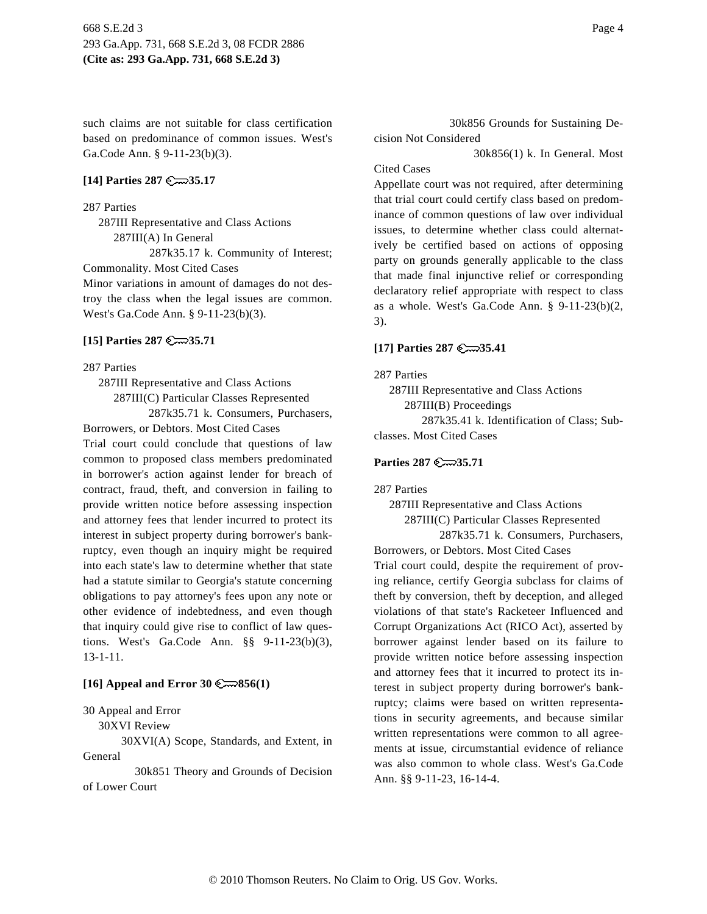such claims are not suitable for class certification based on predominance of common issues. West's Ga.Code Ann. § 9-11-23(b)(3).

**[14] Parties 287 ⚿35.17**

287 Parties
  287III Representative and Class Actions
    287III(A) In General
      287k35.17 k. Community of Interest; Commonality. Most Cited Cases

Minor variations in amount of damages do not destroy the class when the legal issues are common. West's Ga.Code Ann. § 9-11-23(b)(3).

**[15] Parties 287 ⚿35.71**

287 Parties
  287III Representative and Class Actions
    287III(C) Particular Classes Represented
      287k35.71 k. Consumers, Purchasers, Borrowers, or Debtors. Most Cited Cases

Trial court could conclude that questions of law common to proposed class members predominated in borrower's action against lender for breach of contract, fraud, theft, and conversion in failing to provide written notice before assessing inspection and attorney fees that lender incurred to protect its interest in subject property during borrower's bankruptcy, even though an inquiry might be required into each state's law to determine whether that state had a statute similar to Georgia's statute concerning obligations to pay attorney's fees upon any note or other evidence of indebtedness, and even though that inquiry could give rise to conflict of law questions. West's Ga.Code Ann. §§ 9-11-23(b)(3), 13-1-11.

**[16] Appeal and Error 30 ⚿856(1)**

30 Appeal and Error
  30XVI Review
    30XVI(A) Scope, Standards, and Extent, in General
      30k851 Theory and Grounds of Decision of Lower Court
        30k856 Grounds for Sustaining Decision Not Considered
          30k856(1) k. In General. Most Cited Cases

Appellate court was not required, after determining that trial court could certify class based on predominance of common questions of law over individual issues, to determine whether class could alternatively be certified based on actions of opposing party on grounds generally applicable to the class that made final injunctive relief or corresponding declaratory relief appropriate with respect to class as a whole. West's Ga.Code Ann. § 9-11-23(b)(2, 3).

**[17] Parties 287 ⚿35.41**

287 Parties
  287III Representative and Class Actions
    287III(B) Proceedings
      287k35.41 k. Identification of Class; Subclasses. Most Cited Cases

**Parties 287 ⚿35.71**

287 Parties
  287III Representative and Class Actions
    287III(C) Particular Classes Represented
      287k35.71 k. Consumers, Purchasers, Borrowers, or Debtors. Most Cited Cases

Trial court could, despite the requirement of proving reliance, certify Georgia subclass for claims of theft by conversion, theft by deception, and alleged violations of that state's Racketeer Influenced and Corrupt Organizations Act (RICO Act), asserted by borrower against lender based on its failure to provide written notice before assessing inspection and attorney fees that it incurred to protect its interest in subject property during borrower's bankruptcy; claims were based on written representations in security agreements, and because similar written representations were common to all agreements at issue, circumstantial evidence of reliance was also common to whole class. West's Ga.Code Ann. §§ 9-11-23, 16-14-4.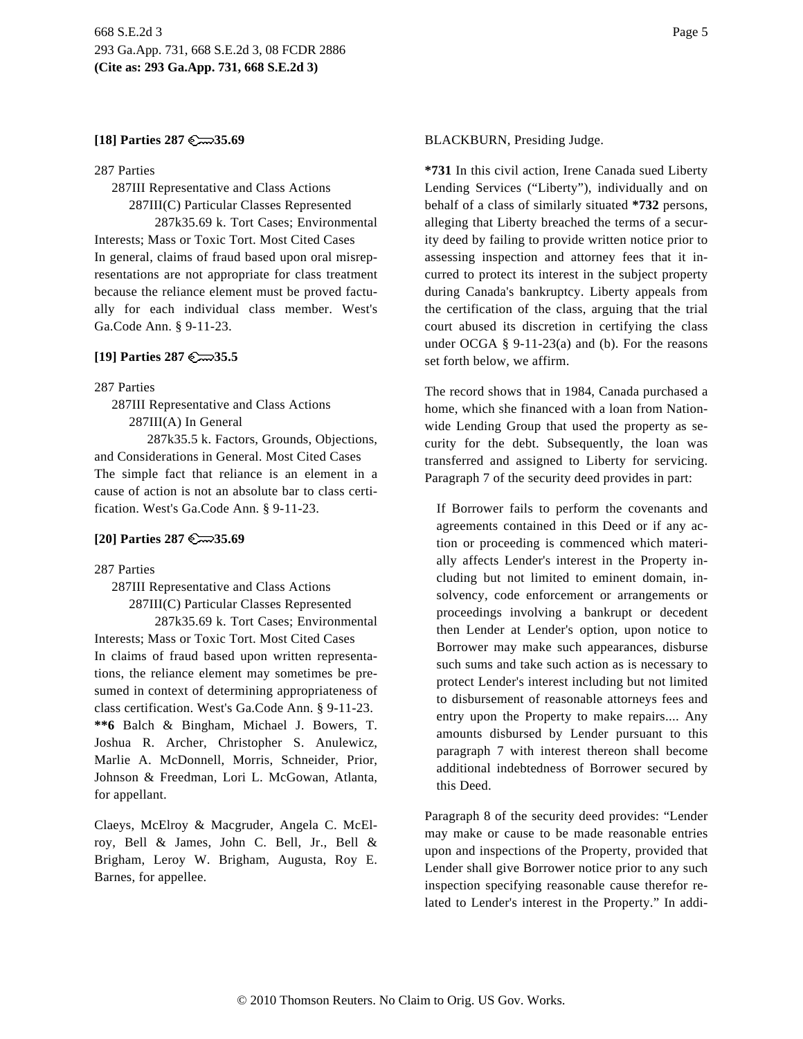**[18] Parties 287 ⚿35.69**

287 Parties
287III Representative and Class Actions
287III(C) Particular Classes Represented
287k35.69 k. Tort Cases; Environmental Interests; Mass or Toxic Tort. Most Cited Cases

In general, claims of fraud based upon oral misrepresentations are not appropriate for class treatment because the reliance element must be proved factually for each individual class member. West's Ga.Code Ann. § 9-11-23.

**[19] Parties 287 ⚿35.5**

287 Parties
287III Representative and Class Actions
287III(A) In General
287k35.5 k. Factors, Grounds, Objections, and Considerations in General. Most Cited Cases

The simple fact that reliance is an element in a cause of action is not an absolute bar to class certification. West's Ga.Code Ann. § 9-11-23.

**[20] Parties 287 ⚿35.69**

287 Parties
287III Representative and Class Actions
287III(C) Particular Classes Represented
287k35.69 k. Tort Cases; Environmental Interests; Mass or Toxic Tort. Most Cited Cases

In claims of fraud based upon written representations, the reliance element may sometimes be presumed in context of determining appropriateness of class certification. West's Ga.Code Ann. § 9-11-23.

**\*\*6** Balch & Bingham, Michael J. Bowers, T. Joshua R. Archer, Christopher S. Anulewicz, Marlie A. McDonnell, Morris, Schneider, Prior, Johnson & Freedman, Lori L. McGowan, Atlanta, for appellant.

Claeys, McElroy & Macgruder, Angela C. McElroy, Bell & James, John C. Bell, Jr., Bell & Brigham, Leroy W. Brigham, Augusta, Roy E. Barnes, for appellee.

BLACKBURN, Presiding Judge.

**\*731** In this civil action, Irene Canada sued Liberty Lending Services ("Liberty"), individually and on behalf of a class of similarly situated **\*732** persons, alleging that Liberty breached the terms of a security deed by failing to provide written notice prior to assessing inspection and attorney fees that it incurred to protect its interest in the subject property during Canada's bankruptcy. Liberty appeals from the certification of the class, arguing that the trial court abused its discretion in certifying the class under OCGA § 9-11-23(a) and (b). For the reasons set forth below, we affirm.

The record shows that in 1984, Canada purchased a home, which she financed with a loan from Nationwide Lending Group that used the property as security for the debt. Subsequently, the loan was transferred and assigned to Liberty for servicing. Paragraph 7 of the security deed provides in part:

> If Borrower fails to perform the covenants and agreements contained in this Deed or if any action or proceeding is commenced which materially affects Lender's interest in the Property including but not limited to eminent domain, insolvency, code enforcement or arrangements or proceedings involving a bankrupt or decedent then Lender at Lender's option, upon notice to Borrower may make such appearances, disburse such sums and take such action as is necessary to protect Lender's interest including but not limited to disbursement of reasonable attorneys fees and entry upon the Property to make repairs.... Any amounts disbursed by Lender pursuant to this paragraph 7 with interest thereon shall become additional indebtedness of Borrower secured by this Deed.

Paragraph 8 of the security deed provides: "Lender may make or cause to be made reasonable entries upon and inspections of the Property, provided that Lender shall give Borrower notice prior to any such inspection specifying reasonable cause therefor related to Lender's interest in the Property." In addi-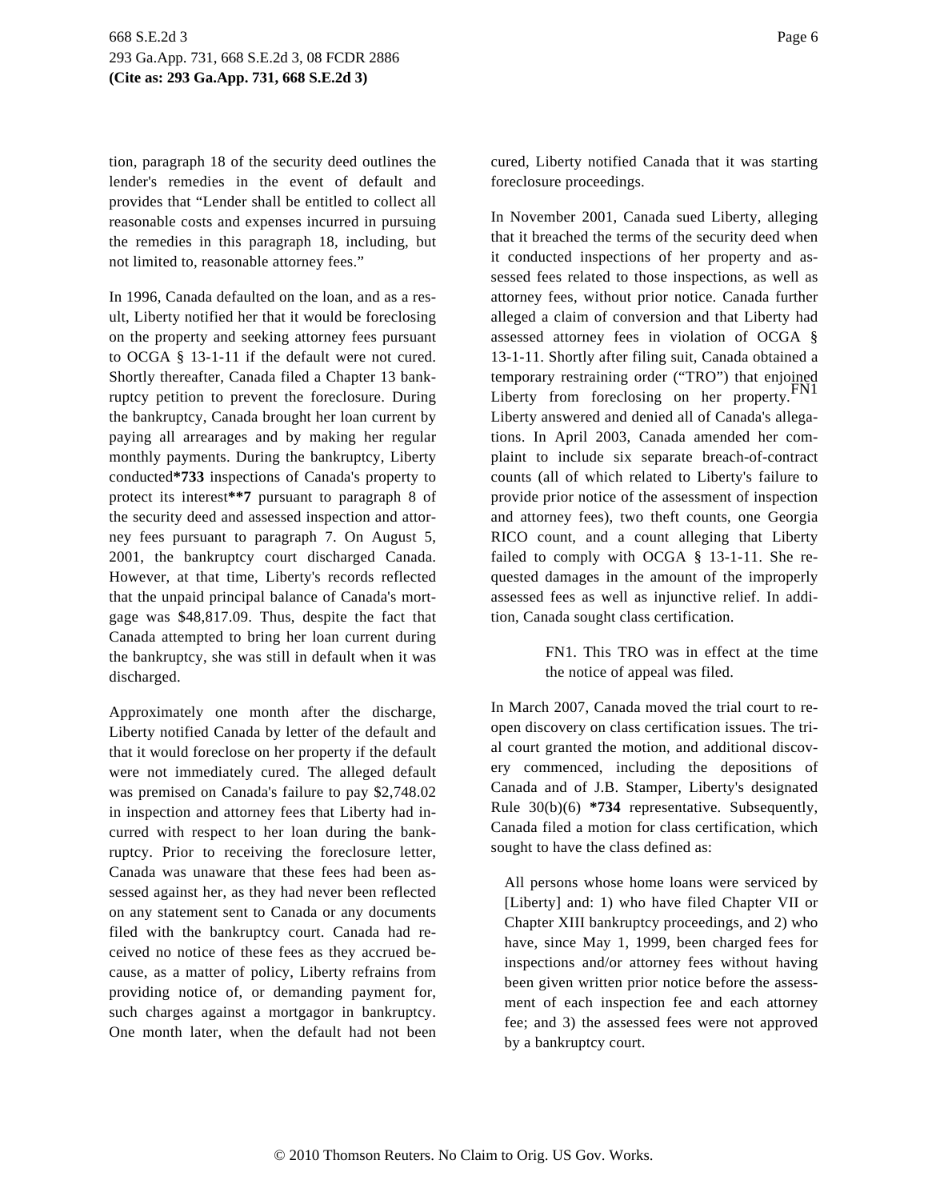tion, paragraph 18 of the security deed outlines the lender's remedies in the event of default and provides that "Lender shall be entitled to collect all reasonable costs and expenses incurred in pursuing the remedies in this paragraph 18, including, but not limited to, reasonable attorney fees."

In 1996, Canada defaulted on the loan, and as a result, Liberty notified her that it would be foreclosing on the property and seeking attorney fees pursuant to OCGA § 13-1-11 if the default were not cured. Shortly thereafter, Canada filed a Chapter 13 bankruptcy petition to prevent the foreclosure. During the bankruptcy, Canada brought her loan current by paying all arrearages and by making her regular monthly payments. During the bankruptcy, Liberty conducted**\*733** inspections of Canada's property to protect its interest**\*\*7** pursuant to paragraph 8 of the security deed and assessed inspection and attorney fees pursuant to paragraph 7. On August 5, 2001, the bankruptcy court discharged Canada. However, at that time, Liberty's records reflected that the unpaid principal balance of Canada's mortgage was $48,817.09. Thus, despite the fact that Canada attempted to bring her loan current during the bankruptcy, she was still in default when it was discharged.

Approximately one month after the discharge, Liberty notified Canada by letter of the default and that it would foreclose on her property if the default were not immediately cured. The alleged default was premised on Canada's failure to pay $2,748.02 in inspection and attorney fees that Liberty had incurred with respect to her loan during the bankruptcy. Prior to receiving the foreclosure letter, Canada was unaware that these fees had been assessed against her, as they had never been reflected on any statement sent to Canada or any documents filed with the bankruptcy court. Canada had received no notice of these fees as they accrued because, as a matter of policy, Liberty refrains from providing notice of, or demanding payment for, such charges against a mortgagor in bankruptcy. One month later, when the default had not been cured, Liberty notified Canada that it was starting foreclosure proceedings.

In November 2001, Canada sued Liberty, alleging that it breached the terms of the security deed when it conducted inspections of her property and assessed fees related to those inspections, as well as attorney fees, without prior notice. Canada further alleged a claim of conversion and that Liberty had assessed attorney fees in violation of OCGA § 13-1-11. Shortly after filing suit, Canada obtained a temporary restraining order ("TRO") that enjoined Liberty from foreclosing on her property.[FN1] Liberty answered and denied all of Canada's allegations. In April 2003, Canada amended her complaint to include six separate breach-of-contract counts (all of which related to Liberty's failure to provide prior notice of the assessment of inspection and attorney fees), two theft counts, one Georgia RICO count, and a count alleging that Liberty failed to comply with OCGA § 13-1-11. She requested damages in the amount of the improperly assessed fees as well as injunctive relief. In addition, Canada sought class certification.

> FN1. This TRO was in effect at the time the notice of appeal was filed.

In March 2007, Canada moved the trial court to reopen discovery on class certification issues. The trial court granted the motion, and additional discovery commenced, including the depositions of Canada and of J.B. Stamper, Liberty's designated Rule 30(b)(6) **\*734** representative. Subsequently, Canada filed a motion for class certification, which sought to have the class defined as:

> All persons whose home loans were serviced by [Liberty] and: 1) who have filed Chapter VII or Chapter XIII bankruptcy proceedings, and 2) who have, since May 1, 1999, been charged fees for inspections and/or attorney fees without having been given written prior notice before the assessment of each inspection fee and each attorney fee; and 3) the assessed fees were not approved by a bankruptcy court.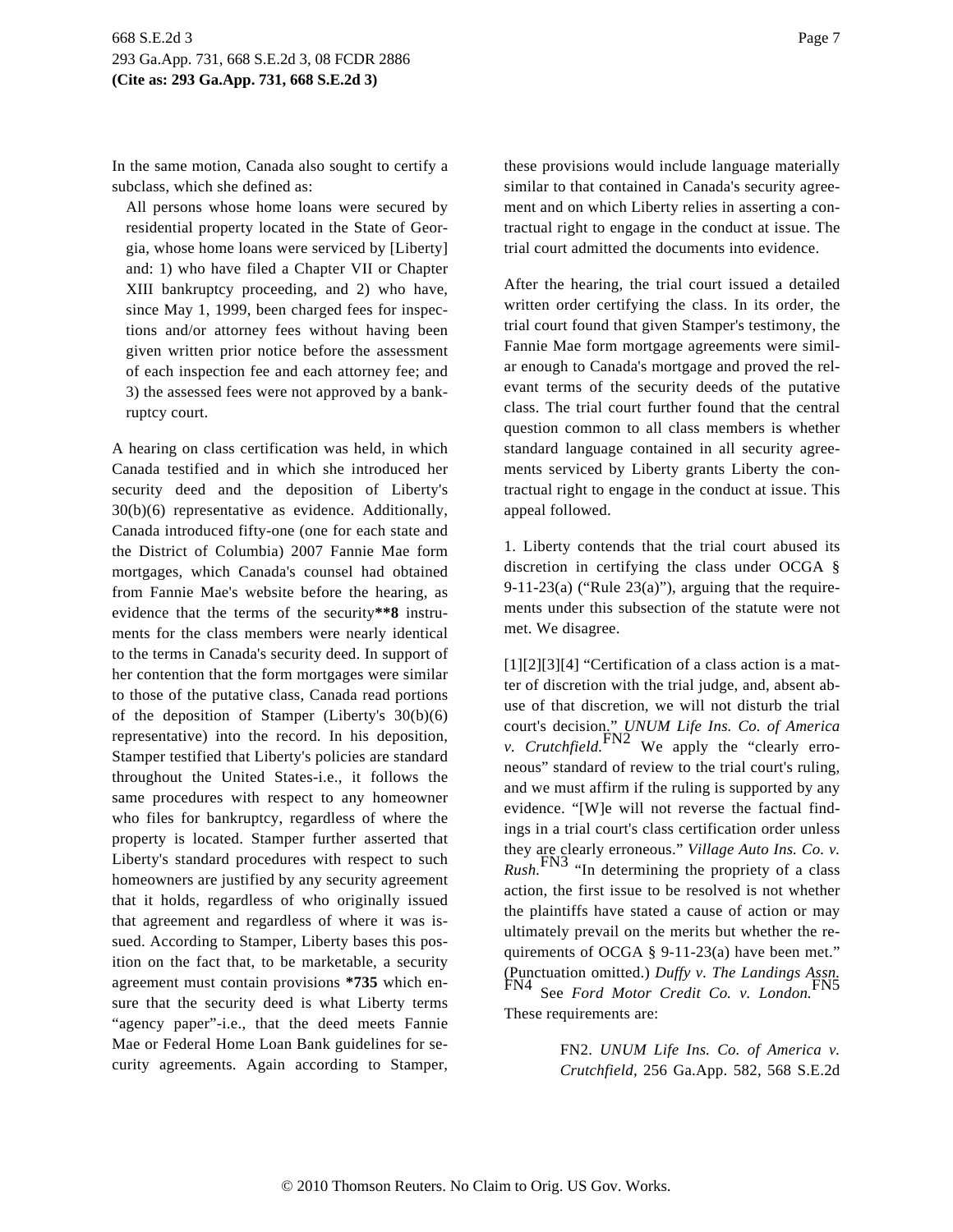In the same motion, Canada also sought to certify a subclass, which she defined as:

> All persons whose home loans were secured by residential property located in the State of Georgia, whose home loans were serviced by [Liberty] and: 1) who have filed a Chapter VII or Chapter XIII bankruptcy proceeding, and 2) who have, since May 1, 1999, been charged fees for inspections and/or attorney fees without having been given written prior notice before the assessment of each inspection fee and each attorney fee; and 3) the assessed fees were not approved by a bankruptcy court.

A hearing on class certification was held, in which Canada testified and in which she introduced her security deed and the deposition of Liberty's 30(b)(6) representative as evidence. Additionally, Canada introduced fifty-one (one for each state and the District of Columbia) 2007 Fannie Mae form mortgages, which Canada's counsel had obtained from Fannie Mae's website before the hearing, as evidence that the terms of the security**8 instruments for the class members were nearly identical to the terms in Canada's security deed. In support of her contention that the form mortgages were similar to those of the putative class, Canada read portions of the deposition of Stamper (Liberty's 30(b)(6) representative) into the record. In his deposition, Stamper testified that Liberty's policies are standard throughout the United States-i.e., it follows the same procedures with respect to any homeowner who files for bankruptcy, regardless of where the property is located. Stamper further asserted that Liberty's standard procedures with respect to such homeowners are justified by any security agreement that it holds, regardless of who originally issued that agreement and regardless of where it was issued. According to Stamper, Liberty bases this position on the fact that, to be marketable, a security agreement must contain provisions **\*735** which ensure that the security deed is what Liberty terms "agency paper"-i.e., that the deed meets Fannie Mae or Federal Home Loan Bank guidelines for security agreements. Again according to Stamper, these provisions would include language materially similar to that contained in Canada's security agreement and on which Liberty relies in asserting a contractual right to engage in the conduct at issue. The trial court admitted the documents into evidence.

After the hearing, the trial court issued a detailed written order certifying the class. In its order, the trial court found that given Stamper's testimony, the Fannie Mae form mortgage agreements were similar enough to Canada's mortgage and proved the relevant terms of the security deeds of the putative class. The trial court further found that the central question common to all class members is whether standard language contained in all security agreements serviced by Liberty grants Liberty the contractual right to engage in the conduct at issue. This appeal followed.

1. Liberty contends that the trial court abused its discretion in certifying the class under OCGA § 9-11-23(a) ("Rule 23(a)"), arguing that the requirements under this subsection of the statute were not met. We disagree.

[1][2][3][4] "Certification of a class action is a matter of discretion with the trial judge, and, absent abuse of that discretion, we will not disturb the trial court's decision." *UNUM Life Ins. Co. of America v. Crutchfield.*[FN2] We apply the "clearly erroneous" standard of review to the trial court's ruling, and we must affirm if the ruling is supported by any evidence. "[W]e will not reverse the factual findings in a trial court's class certification order unless they are clearly erroneous." *Village Auto Ins. Co. v. Rush.*[FN3] "In determining the propriety of a class action, the first issue to be resolved is not whether the plaintiffs have stated a cause of action or may ultimately prevail on the merits but whether the requirements of OCGA § 9-11-23(a) have been met." (Punctuation omitted.) *Duffy v. The Landings Assn.*[FN4] See *Ford Motor Credit Co. v. London.*[FN5] These requirements are:

FN2. *UNUM Life Ins. Co. of America v. Crutchfield*, 256 Ga.App. 582, 568 S.E.2d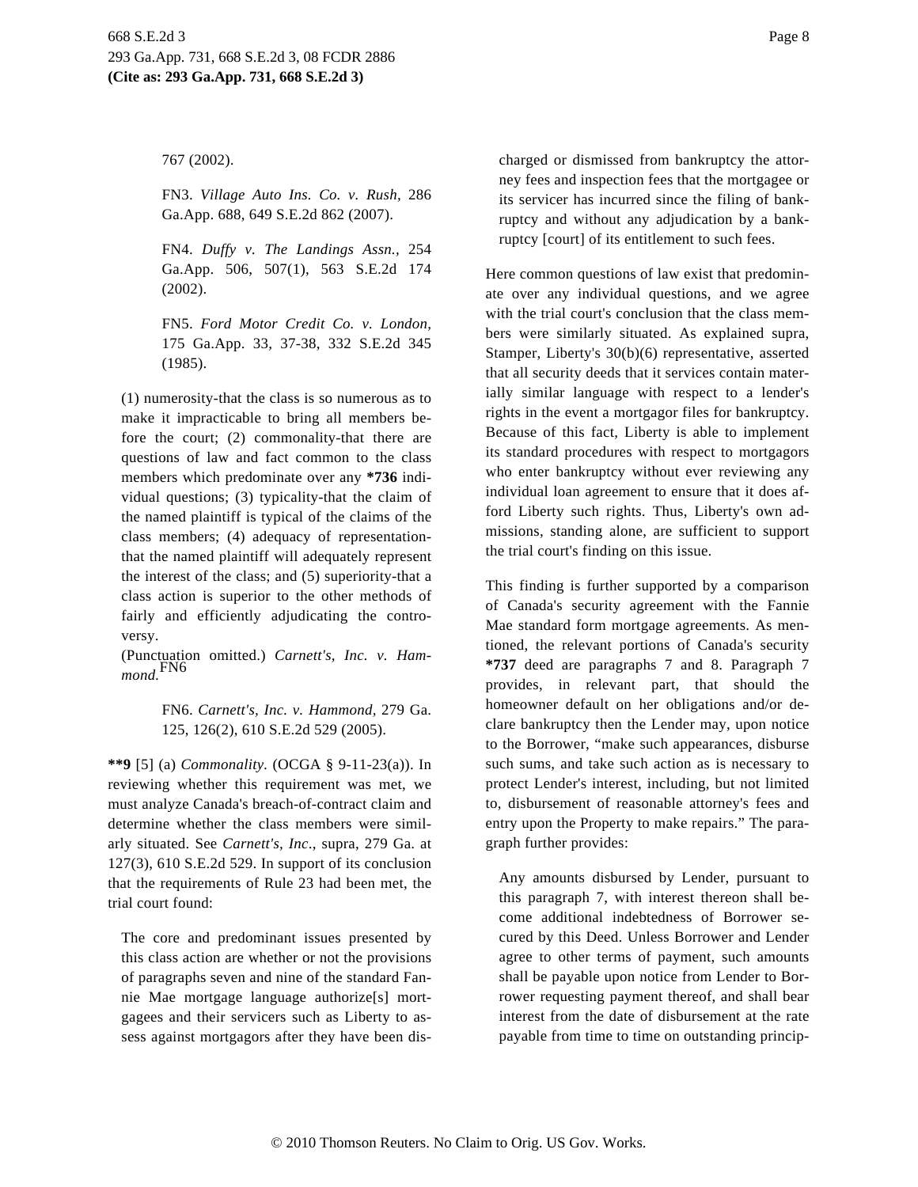767 (2002).

FN3. *Village Auto Ins. Co. v. Rush,* 286 Ga.App. 688, 649 S.E.2d 862 (2007).

FN4. *Duffy v. The Landings Assn.,* 254 Ga.App. 506, 507(1), 563 S.E.2d 174 (2002).

FN5. *Ford Motor Credit Co. v. London,* 175 Ga.App. 33, 37-38, 332 S.E.2d 345 (1985).

(1) numerosity-that the class is so numerous as to make it impracticable to bring all members before the court; (2) commonality-that there are questions of law and fact common to the class members which predominate over any **\*736** individual questions; (3) typicality-that the claim of the named plaintiff is typical of the claims of the class members; (4) adequacy of representation-that the named plaintiff will adequately represent the interest of the class; and (5) superiority-that a class action is superior to the other methods of fairly and efficiently adjudicating the controversy.

(Punctuation omitted.) *Carnett's, Inc. v. Hammond.*[FN6]

FN6. *Carnett's, Inc. v. Hammond,* 279 Ga. 125, 126(2), 610 S.E.2d 529 (2005).

**\*\*9** [5] (a) *Commonality.* (OCGA § 9-11-23(a)). In reviewing whether this requirement was met, we must analyze Canada's breach-of-contract claim and determine whether the class members were similarly situated. See *Carnett's, Inc*., supra, 279 Ga. at 127(3), 610 S.E.2d 529. In support of its conclusion that the requirements of Rule 23 had been met, the trial court found:

> The core and predominant issues presented by this class action are whether or not the provisions of paragraphs seven and nine of the standard Fannie Mae mortgage language authorize[s] mortgagees and their servicers such as Liberty to assess against mortgagors after they have been discharged or dismissed from bankruptcy the attorney fees and inspection fees that the mortgagee or its servicer has incurred since the filing of bankruptcy and without any adjudication by a bankruptcy [court] of its entitlement to such fees.

Here common questions of law exist that predominate over any individual questions, and we agree with the trial court's conclusion that the class members were similarly situated. As explained supra, Stamper, Liberty's 30(b)(6) representative, asserted that all security deeds that it services contain materially similar language with respect to a lender's rights in the event a mortgagor files for bankruptcy. Because of this fact, Liberty is able to implement its standard procedures with respect to mortgagors who enter bankruptcy without ever reviewing any individual loan agreement to ensure that it does afford Liberty such rights. Thus, Liberty's own admissions, standing alone, are sufficient to support the trial court's finding on this issue.

This finding is further supported by a comparison of Canada's security agreement with the Fannie Mae standard form mortgage agreements. As mentioned, the relevant portions of Canada's security **\*737** deed are paragraphs 7 and 8. Paragraph 7 provides, in relevant part, that should the homeowner default on her obligations and/or declare bankruptcy then the Lender may, upon notice to the Borrower, "make such appearances, disburse such sums, and take such action as is necessary to protect Lender's interest, including, but not limited to, disbursement of reasonable attorney's fees and entry upon the Property to make repairs." The paragraph further provides:

> Any amounts disbursed by Lender, pursuant to this paragraph 7, with interest thereon shall become additional indebtedness of Borrower secured by this Deed. Unless Borrower and Lender agree to other terms of payment, such amounts shall be payable upon notice from Lender to Borrower requesting payment thereof, and shall bear interest from the date of disbursement at the rate payable from time to time on outstanding princip-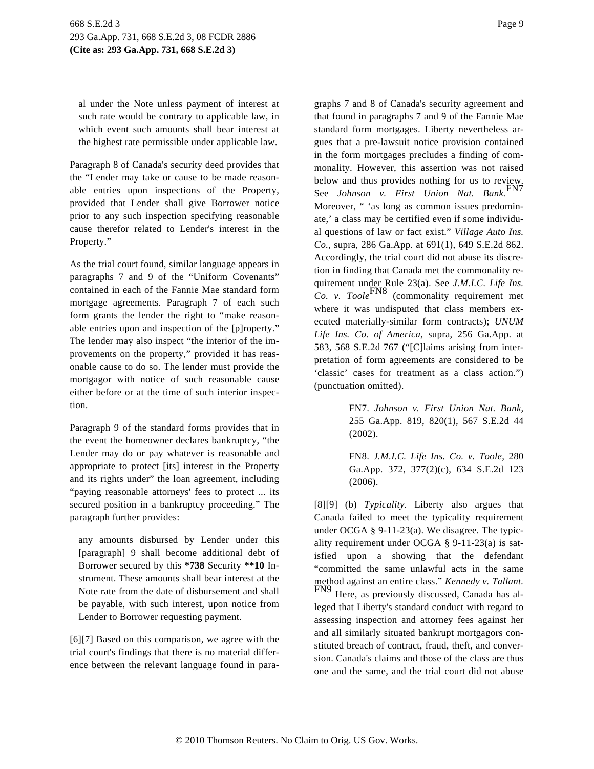al under the Note unless payment of interest at such rate would be contrary to applicable law, in which event such amounts shall bear interest at the highest rate permissible under applicable law.

Paragraph 8 of Canada's security deed provides that the "Lender may take or cause to be made reasonable entries upon inspections of the Property, provided that Lender shall give Borrower notice prior to any such inspection specifying reasonable cause therefor related to Lender's interest in the Property."

As the trial court found, similar language appears in paragraphs 7 and 9 of the "Uniform Covenants" contained in each of the Fannie Mae standard form mortgage agreements. Paragraph 7 of each such form grants the lender the right to "make reasonable entries upon and inspection of the [p]roperty." The lender may also inspect "the interior of the improvements on the property," provided it has reasonable cause to do so. The lender must provide the mortgagor with notice of such reasonable cause either before or at the time of such interior inspection.

Paragraph 9 of the standard forms provides that in the event the homeowner declares bankruptcy, "the Lender may do or pay whatever is reasonable and appropriate to protect [its] interest in the Property and its rights under" the loan agreement, including "paying reasonable attorneys' fees to protect ... its secured position in a bankruptcy proceeding." The paragraph further provides:

> any amounts disbursed by Lender under this [paragraph] 9 shall become additional debt of Borrower secured by this **\*738** Security **\*\*10** Instrument. These amounts shall bear interest at the Note rate from the date of disbursement and shall be payable, with such interest, upon notice from Lender to Borrower requesting payment.

[6][7] Based on this comparison, we agree with the trial court's findings that there is no material difference between the relevant language found in paragraphs 7 and 8 of Canada's security agreement and that found in paragraphs 7 and 9 of the Fannie Mae standard form mortgages. Liberty nevertheless argues that a pre-lawsuit notice provision contained in the form mortgages precludes a finding of commonality. However, this assertion was not raised below and thus provides nothing for us to review. See *Johnson v. First Union Nat. Bank.*[FN7] Moreover, " 'as long as common issues predominate,' a class may be certified even if some individual questions of law or fact exist." *Village Auto Ins. Co.*, supra, 286 Ga.App. at 691(1), 649 S.E.2d 862. Accordingly, the trial court did not abuse its discretion in finding that Canada met the commonality requirement under Rule 23(a). See *J.M.I.C. Life Ins. Co. v. Toole*[FN8] (commonality requirement met where it was undisputed that class members executed materially-similar form contracts); *UNUM Life Ins. Co. of America*, supra, 256 Ga.App. at 583, 568 S.E.2d 767 ("[C]laims arising from interpretation of form agreements are considered to be 'classic' cases for treatment as a class action.") (punctuation omitted).

> FN7. *Johnson v. First Union Nat. Bank*, 255 Ga.App. 819, 820(1), 567 S.E.2d 44 (2002).

> FN8. *J.M.I.C. Life Ins. Co. v. Toole*, 280 Ga.App. 372, 377(2)(c), 634 S.E.2d 123 (2006).

[8][9] (b) *Typicality.* Liberty also argues that Canada failed to meet the typicality requirement under OCGA § 9-11-23(a). We disagree. The typicality requirement under OCGA § 9-11-23(a) is satisfied upon a showing that the defendant "committed the same unlawful acts in the same method against an entire class." *Kennedy v. Tallant.*[FN9] Here, as previously discussed, Canada has alleged that Liberty's standard conduct with regard to assessing inspection and attorney fees against her and all similarly situated bankrupt mortgagors constituted breach of contract, fraud, theft, and conversion. Canada's claims and those of the class are thus one and the same, and the trial court did not abuse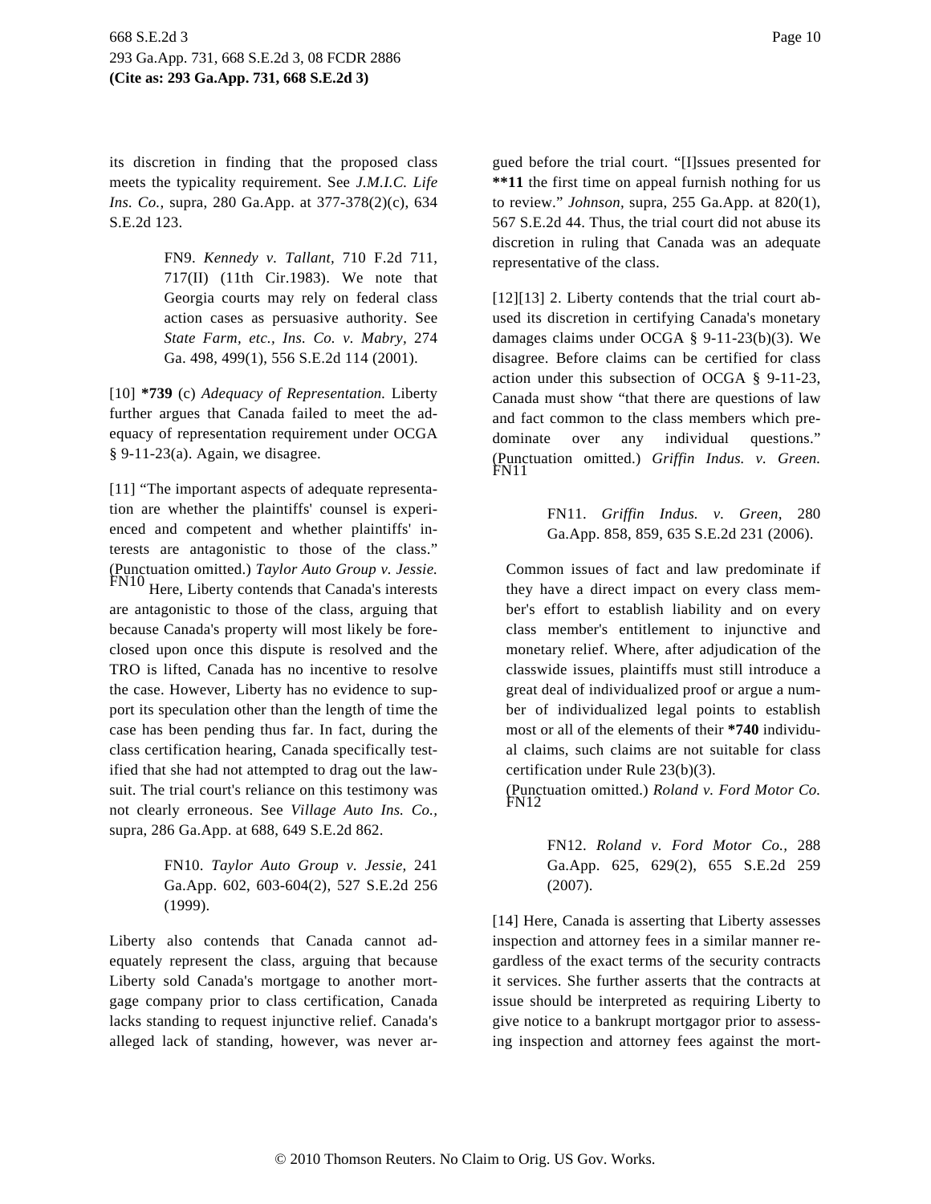its discretion in finding that the proposed class meets the typicality requirement. See *J.M.I.C. Life Ins. Co.,* supra, 280 Ga.App. at 377-378(2)(c), 634 S.E.2d 123.

> FN9. *Kennedy v. Tallant,* 710 F.2d 711, 717(II) (11th Cir.1983). We note that Georgia courts may rely on federal class action cases as persuasive authority. See *State Farm, etc., Ins. Co. v. Mabry,* 274 Ga. 498, 499(1), 556 S.E.2d 114 (2001).

[10] **\*739** (c) *Adequacy of Representation.* Liberty further argues that Canada failed to meet the adequacy of representation requirement under OCGA § 9-11-23(a). Again, we disagree.

[11] "The important aspects of adequate representation are whether the plaintiffs' counsel is experienced and competent and whether plaintiffs' interests are antagonistic to those of the class." (Punctuation omitted.) *Taylor Auto Group v. Jessie.* FN10 Here, Liberty contends that Canada's interests are antagonistic to those of the class, arguing that because Canada's property will most likely be foreclosed upon once this dispute is resolved and the TRO is lifted, Canada has no incentive to resolve the case. However, Liberty has no evidence to support its speculation other than the length of time the case has been pending thus far. In fact, during the class certification hearing, Canada specifically testified that she had not attempted to drag out the lawsuit. The trial court's reliance on this testimony was not clearly erroneous. See *Village Auto Ins. Co.,* supra, 286 Ga.App. at 688, 649 S.E.2d 862.

> FN10. *Taylor Auto Group v. Jessie,* 241 Ga.App. 602, 603-604(2), 527 S.E.2d 256 (1999).

Liberty also contends that Canada cannot adequately represent the class, arguing that because Liberty sold Canada's mortgage to another mortgage company prior to class certification, Canada lacks standing to request injunctive relief. Canada's alleged lack of standing, however, was never argued before the trial court. "[I]ssues presented for **\*\*11** the first time on appeal furnish nothing for us to review." *Johnson,* supra, 255 Ga.App. at 820(1), 567 S.E.2d 44. Thus, the trial court did not abuse its discretion in ruling that Canada was an adequate representative of the class.

[12][13] 2. Liberty contends that the trial court abused its discretion in certifying Canada's monetary damages claims under OCGA § 9-11-23(b)(3). We disagree. Before claims can be certified for class action under this subsection of OCGA § 9-11-23, Canada must show "that there are questions of law and fact common to the class members which predominate over any individual questions." (Punctuation omitted.) *Griffin Indus. v. Green.* FN11

> FN11. *Griffin Indus. v. Green,* 280 Ga.App. 858, 859, 635 S.E.2d 231 (2006).

> Common issues of fact and law predominate if they have a direct impact on every class member's effort to establish liability and on every class member's entitlement to injunctive and monetary relief. Where, after adjudication of the classwide issues, plaintiffs must still introduce a great deal of individualized proof or argue a number of individualized legal points to establish most or all of the elements of their **\*740** individual claims, such claims are not suitable for class certification under Rule 23(b)(3).

(Punctuation omitted.) *Roland v. Ford Motor Co.* FN12

> FN12. *Roland v. Ford Motor Co.,* 288 Ga.App. 625, 629(2), 655 S.E.2d 259 (2007).

[14] Here, Canada is asserting that Liberty assesses inspection and attorney fees in a similar manner regardless of the exact terms of the security contracts it services. She further asserts that the contracts at issue should be interpreted as requiring Liberty to give notice to a bankrupt mortgagor prior to assessing inspection and attorney fees against the mort-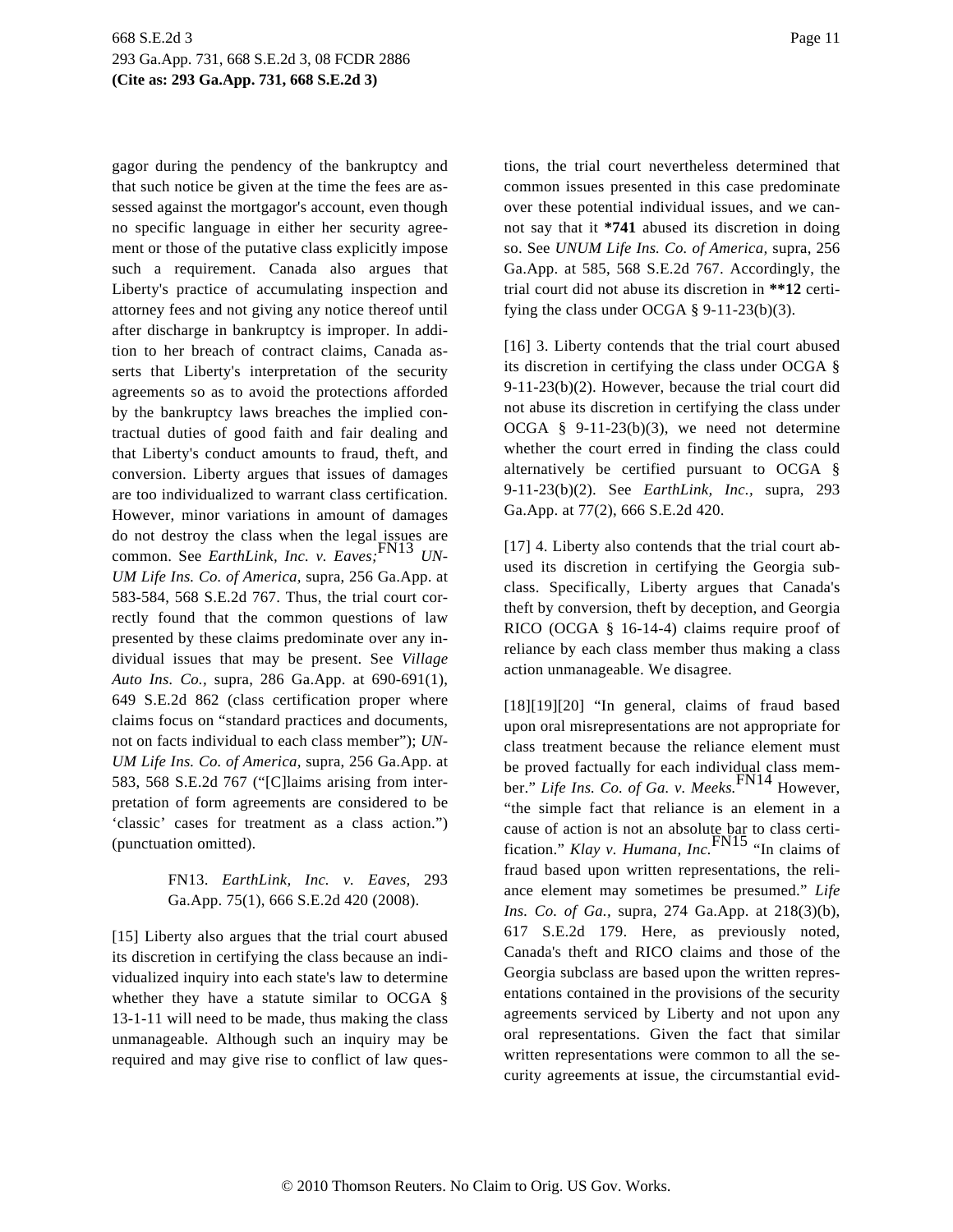gagor during the pendency of the bankruptcy and that such notice be given at the time the fees are assessed against the mortgagor's account, even though no specific language in either her security agreement or those of the putative class explicitly impose such a requirement. Canada also argues that Liberty's practice of accumulating inspection and attorney fees and not giving any notice thereof until after discharge in bankruptcy is improper. In addition to her breach of contract claims, Canada asserts that Liberty's interpretation of the security agreements so as to avoid the protections afforded by the bankruptcy laws breaches the implied contractual duties of good faith and fair dealing and that Liberty's conduct amounts to fraud, theft, and conversion. Liberty argues that issues of damages are too individualized to warrant class certification. However, minor variations in amount of damages do not destroy the class when the legal issues are common. See *EarthLink, Inc. v. Eaves;*[FN13] *UNUM Life Ins. Co. of America,* supra, 256 Ga.App. at 583-584, 568 S.E.2d 767. Thus, the trial court correctly found that the common questions of law presented by these claims predominate over any individual issues that may be present. See *Village Auto Ins. Co.,* supra, 286 Ga.App. at 690-691(1), 649 S.E.2d 862 (class certification proper where claims focus on "standard practices and documents, not on facts individual to each class member"); *UNUM Life Ins. Co. of America,* supra, 256 Ga.App. at 583, 568 S.E.2d 767 ("[C]laims arising from interpretation of form agreements are considered to be 'classic' cases for treatment as a class action.") (punctuation omitted).

FN13. *EarthLink, Inc. v. Eaves,* 293 Ga.App. 75(1), 666 S.E.2d 420 (2008).

[15] Liberty also argues that the trial court abused its discretion in certifying the class because an individualized inquiry into each state's law to determine whether they have a statute similar to OCGA § 13-1-11 will need to be made, thus making the class unmanageable. Although such an inquiry may be required and may give rise to conflict of law questions, the trial court nevertheless determined that common issues presented in this case predominate over these potential individual issues, and we cannot say that it **\*741** abused its discretion in doing so. See *UNUM Life Ins. Co. of America,* supra, 256 Ga.App. at 585, 568 S.E.2d 767. Accordingly, the trial court did not abuse its discretion in **\*\*12** certifying the class under OCGA § 9-11-23(b)(3).

[16] 3. Liberty contends that the trial court abused its discretion in certifying the class under OCGA § 9-11-23(b)(2). However, because the trial court did not abuse its discretion in certifying the class under OCGA § 9-11-23(b)(3), we need not determine whether the court erred in finding the class could alternatively be certified pursuant to OCGA § 9-11-23(b)(2). See *EarthLink, Inc.,* supra, 293 Ga.App. at 77(2), 666 S.E.2d 420.

[17] 4. Liberty also contends that the trial court abused its discretion in certifying the Georgia subclass. Specifically, Liberty argues that Canada's theft by conversion, theft by deception, and Georgia RICO (OCGA § 16-14-4) claims require proof of reliance by each class member thus making a class action unmanageable. We disagree.

[18][19][20] "In general, claims of fraud based upon oral misrepresentations are not appropriate for class treatment because the reliance element must be proved factually for each individual class member." *Life Ins. Co. of Ga. v. Meeks.*[FN14] However, "the simple fact that reliance is an element in a cause of action is not an absolute bar to class certification." *Klay v. Humana, Inc.*[FN15] "In claims of fraud based upon written representations, the reliance element may sometimes be presumed." *Life Ins. Co. of Ga.,* supra, 274 Ga.App. at 218(3)(b), 617 S.E.2d 179. Here, as previously noted, Canada's theft and RICO claims and those of the Georgia subclass are based upon the written representations contained in the provisions of the security agreements serviced by Liberty and not upon any oral representations. Given the fact that similar written representations were common to all the security agreements at issue, the circumstantial evid-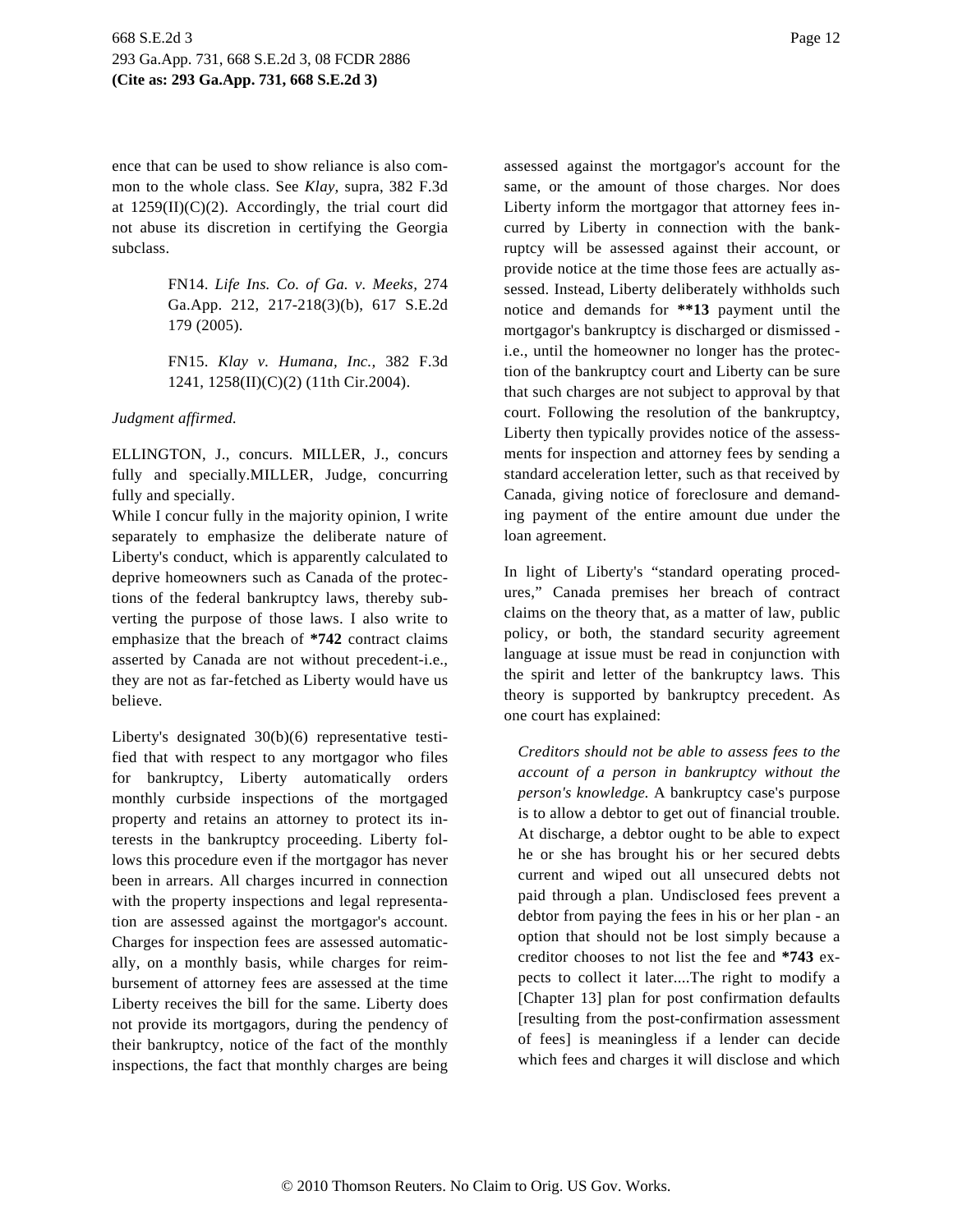ence that can be used to show reliance is also common to the whole class. See *Klay,* supra, 382 F.3d at 1259(II)(C)(2). Accordingly, the trial court did not abuse its discretion in certifying the Georgia subclass.

> FN14. *Life Ins. Co. of Ga. v. Meeks,* 274 Ga.App. 212, 217-218(3)(b), 617 S.E.2d 179 (2005).
>
> FN15. *Klay v. Humana, Inc.,* 382 F.3d 1241, 1258(II)(C)(2) (11th Cir.2004).

*Judgment affirmed.*

ELLINGTON, J., concurs. MILLER, J., concurs fully and specially.MILLER, Judge, concurring fully and specially.

While I concur fully in the majority opinion, I write separately to emphasize the deliberate nature of Liberty's conduct, which is apparently calculated to deprive homeowners such as Canada of the protections of the federal bankruptcy laws, thereby subverting the purpose of those laws. I also write to emphasize that the breach of **\*742** contract claims asserted by Canada are not without precedent-i.e., they are not as far-fetched as Liberty would have us believe.

Liberty's designated 30(b)(6) representative testified that with respect to any mortgagor who files for bankruptcy, Liberty automatically orders monthly curbside inspections of the mortgaged property and retains an attorney to protect its interests in the bankruptcy proceeding. Liberty follows this procedure even if the mortgagor has never been in arrears. All charges incurred in connection with the property inspections and legal representation are assessed against the mortgagor's account. Charges for inspection fees are assessed automatically, on a monthly basis, while charges for reimbursement of attorney fees are assessed at the time Liberty receives the bill for the same. Liberty does not provide its mortgagors, during the pendency of their bankruptcy, notice of the fact of the monthly inspections, the fact that monthly charges are being assessed against the mortgagor's account for the same, or the amount of those charges. Nor does Liberty inform the mortgagor that attorney fees incurred by Liberty in connection with the bankruptcy will be assessed against their account, or provide notice at the time those fees are actually assessed. Instead, Liberty deliberately withholds such notice and demands for **\*\*13** payment until the mortgagor's bankruptcy is discharged or dismissed - i.e., until the homeowner no longer has the protection of the bankruptcy court and Liberty can be sure that such charges are not subject to approval by that court. Following the resolution of the bankruptcy, Liberty then typically provides notice of the assessments for inspection and attorney fees by sending a standard acceleration letter, such as that received by Canada, giving notice of foreclosure and demanding payment of the entire amount due under the loan agreement.

In light of Liberty's "standard operating procedures," Canada premises her breach of contract claims on the theory that, as a matter of law, public policy, or both, the standard security agreement language at issue must be read in conjunction with the spirit and letter of the bankruptcy laws. This theory is supported by bankruptcy precedent. As one court has explained:

> *Creditors should not be able to assess fees to the account of a person in bankruptcy without the person's knowledge.* A bankruptcy case's purpose is to allow a debtor to get out of financial trouble. At discharge, a debtor ought to be able to expect he or she has brought his or her secured debts current and wiped out all unsecured debts not paid through a plan. Undisclosed fees prevent a debtor from paying the fees in his or her plan - an option that should not be lost simply because a creditor chooses to not list the fee and **\*743** expects to collect it later....The right to modify a [Chapter 13] plan for post confirmation defaults [resulting from the post-confirmation assessment of fees] is meaningless if a lender can decide which fees and charges it will disclose and which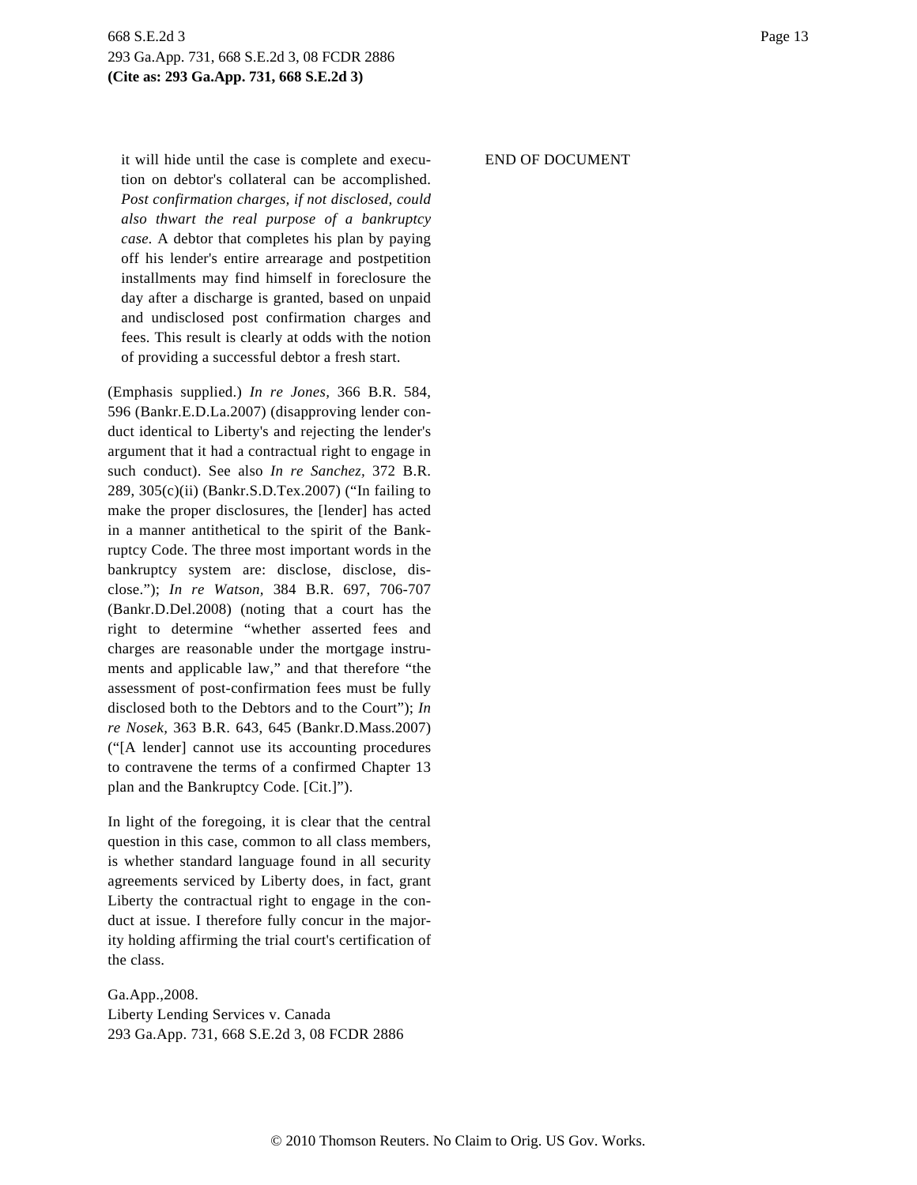it will hide until the case is complete and execution on debtor's collateral can be accomplished. *Post confirmation charges, if not disclosed, could also thwart the real purpose of a bankruptcy case.* A debtor that completes his plan by paying off his lender's entire arrearage and postpetition installments may find himself in foreclosure the day after a discharge is granted, based on unpaid and undisclosed post confirmation charges and fees. This result is clearly at odds with the notion of providing a successful debtor a fresh start.

(Emphasis supplied.) *In re Jones,* 366 B.R. 584, 596 (Bankr.E.D.La.2007) (disapproving lender conduct identical to Liberty's and rejecting the lender's argument that it had a contractual right to engage in such conduct). See also *In re Sanchez,* 372 B.R. 289, 305(c)(ii) (Bankr.S.D.Tex.2007) ("In failing to make the proper disclosures, the [lender] has acted in a manner antithetical to the spirit of the Bankruptcy Code. The three most important words in the bankruptcy system are: disclose, disclose, disclose."); *In re Watson,* 384 B.R. 697, 706-707 (Bankr.D.Del.2008) (noting that a court has the right to determine "whether asserted fees and charges are reasonable under the mortgage instruments and applicable law," and that therefore "the assessment of post-confirmation fees must be fully disclosed both to the Debtors and to the Court"); *In re Nosek,* 363 B.R. 643, 645 (Bankr.D.Mass.2007) ("[A lender] cannot use its accounting procedures to contravene the terms of a confirmed Chapter 13 plan and the Bankruptcy Code. [Cit.]").

In light of the foregoing, it is clear that the central question in this case, common to all class members, is whether standard language found in all security agreements serviced by Liberty does, in fact, grant Liberty the contractual right to engage in the conduct at issue. I therefore fully concur in the majority holding affirming the trial court's certification of the class.

Ga.App.,2008.
Liberty Lending Services v. Canada
293 Ga.App. 731, 668 S.E.2d 3, 08 FCDR 2886

END OF DOCUMENT